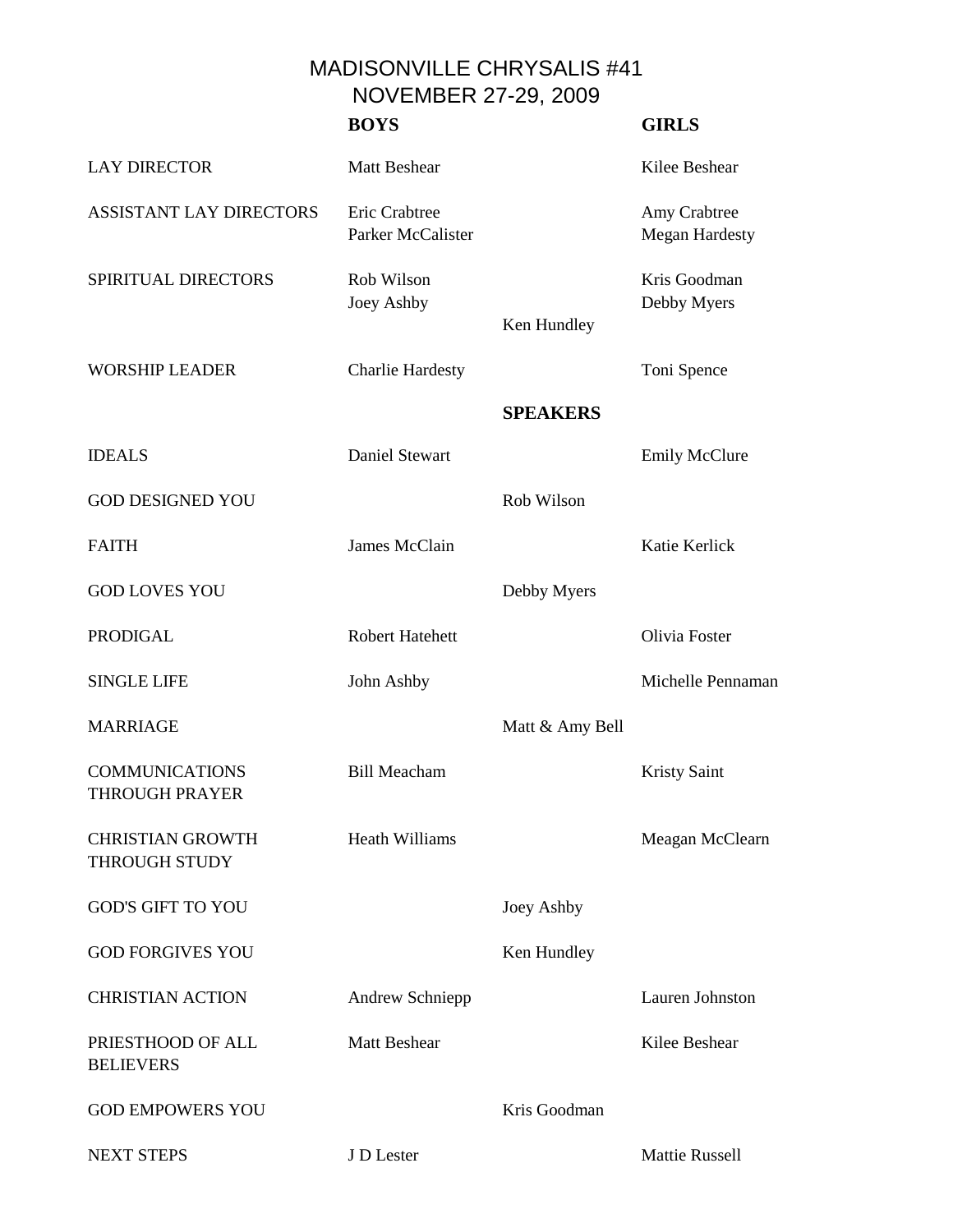# MADISONVILLE CHRYSALIS #41
## NOVEMBER 27-29, 2009

| | BOYS | | GIRLS |
|---|---|---|---|
| LAY DIRECTOR | Matt Beshear | | Kilee Beshear |
| ASSISTANT LAY DIRECTORS | Eric Crabtree<br>Parker McCalister | | Amy Crabtree<br>Megan Hardesty |
| SPIRITUAL DIRECTORS | Rob Wilson<br>Joey Ashby | Ken Hundley | Kris Goodman<br>Debby Myers |
| WORSHIP LEADER | Charlie Hardesty | | Toni Spence |
| | | **SPEAKERS** | |
| IDEALS | Daniel Stewart | | Emily McClure |
| GOD DESIGNED YOU | | Rob Wilson | |
| FAITH | James McClain | | Katie Kerlick |
| GOD LOVES YOU | | Debby Myers | |
| PRODIGAL | Robert Hatehett | | Olivia Foster |
| SINGLE LIFE | John Ashby | | Michelle Pennaman |
| MARRIAGE | | Matt & Amy Bell | |
| COMMUNICATIONS THROUGH PRAYER | Bill Meacham | | Kristy Saint |
| CHRISTIAN GROWTH THROUGH STUDY | Heath Williams | | Meagan McClearn |
| GOD'S GIFT TO YOU | | Joey Ashby | |
| GOD FORGIVES YOU | | Ken Hundley | |
| CHRISTIAN ACTION | Andrew Schniepp | | Lauren Johnston |
| PRIESTHOOD OF ALL BELIEVERS | Matt Beshear | | Kilee Beshear |
| GOD EMPOWERS YOU | | Kris Goodman | |
| NEXT STEPS | J D Lester | | Mattie Russell |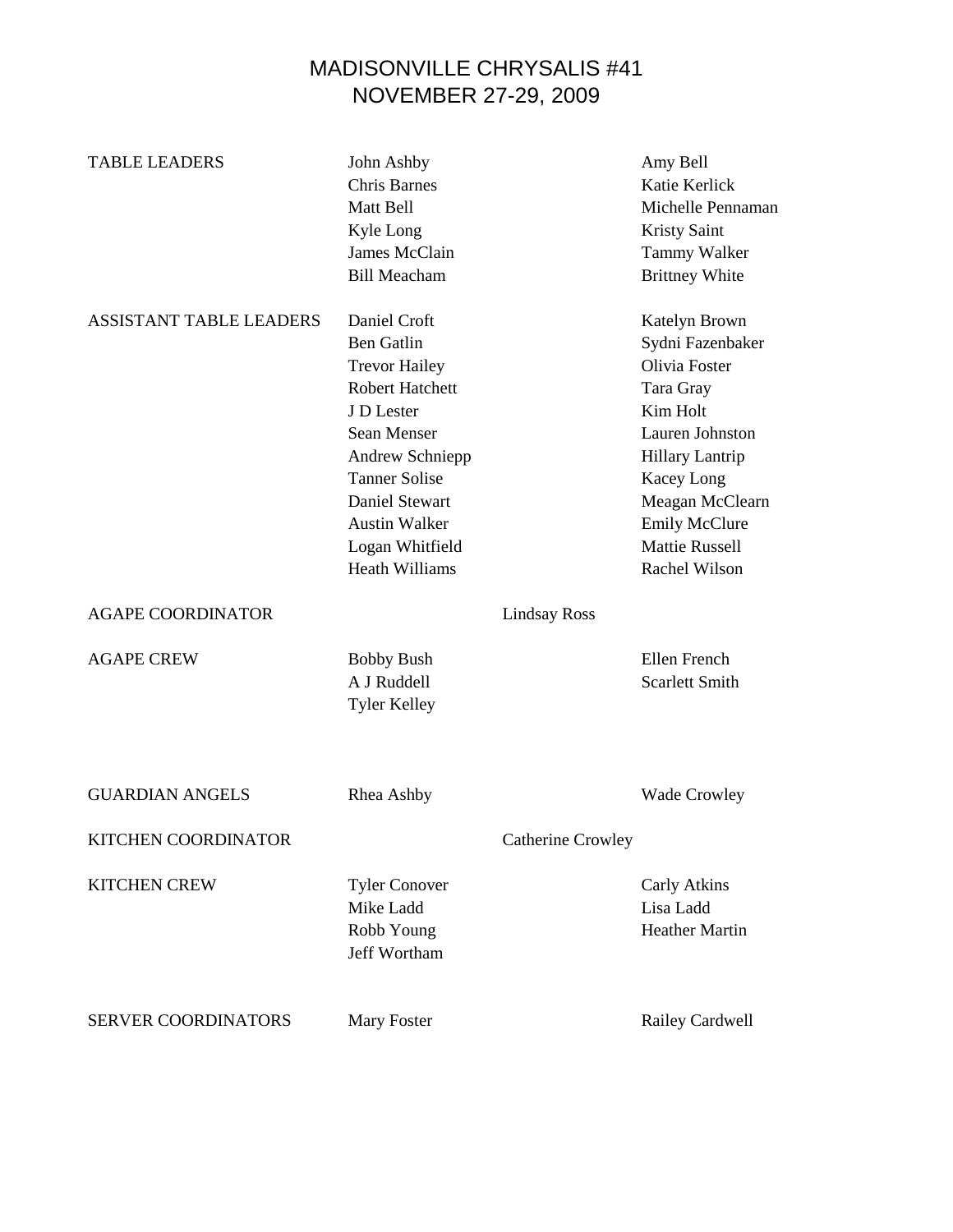# MADISONVILLE CHRYSALIS #41
# NOVEMBER 27-29, 2009

| | | | |
|---|---|---|---|
| TABLE LEADERS | John Ashby | | Amy Bell |
| | Chris Barnes | | Katie Kerlick |
| | Matt Bell | | Michelle Pennaman |
| | Kyle Long | | Kristy Saint |
| | James McClain | | Tammy Walker |
| | Bill Meacham | | Brittney White |
| ASSISTANT TABLE LEADERS | Daniel Croft | | Katelyn Brown |
| | Ben Gatlin | | Sydni Fazenbaker |
| | Trevor Hailey | | Olivia Foster |
| | Robert Hatchett | | Tara Gray |
| | J D Lester | | Kim Holt |
| | Sean Menser | | Lauren Johnston |
| | Andrew Schniepp | | Hillary Lantrip |
| | Tanner Solise | | Kacey Long |
| | Daniel Stewart | | Meagan McClearn |
| | Austin Walker | | Emily McClure |
| | Logan Whitfield | | Mattie Russell |
| | Heath Williams | | Rachel Wilson |
| AGAPE COORDINATOR | | Lindsay Ross | |
| AGAPE CREW | Bobby Bush | | Ellen French |
| | A J Ruddell | | Scarlett Smith |
| | Tyler Kelley | | |
| GUARDIAN ANGELS | Rhea Ashby | | Wade Crowley |
| KITCHEN COORDINATOR | | Catherine Crowley | |
| KITCHEN CREW | Tyler Conover | | Carly Atkins |
| | Mike Ladd | | Lisa Ladd |
| | Robb Young | | Heather Martin |
| | Jeff Wortham | | |
| SERVER COORDINATORS | Mary Foster | | Railey Cardwell |